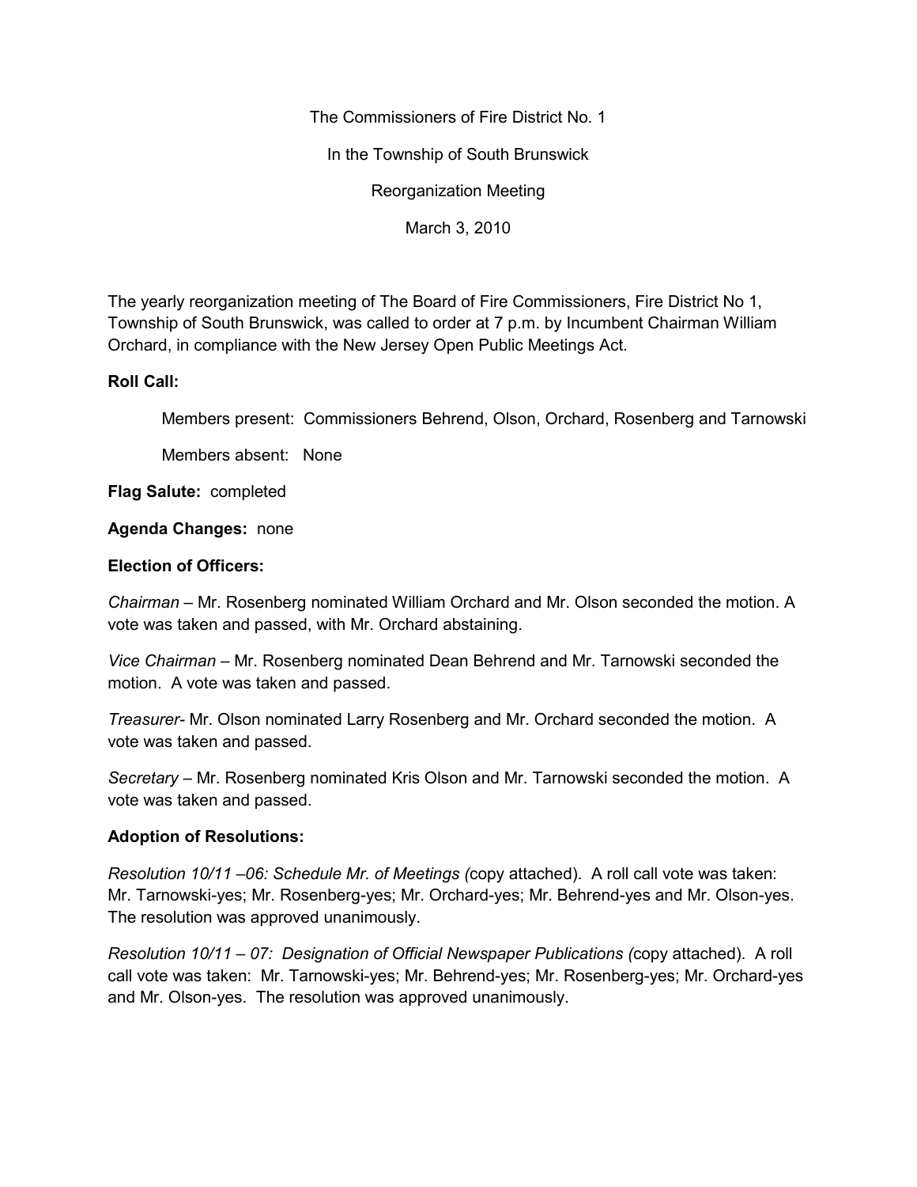The Commissioners of Fire District No. 1

In the Township of South Brunswick

Reorganization Meeting

March 3, 2010

The yearly reorganization meeting of The Board of Fire Commissioners, Fire District No 1, Township of South Brunswick, was called to order at 7 p.m. by Incumbent Chairman William Orchard, in compliance with the New Jersey Open Public Meetings Act.

**Roll Call:**

Members present: Commissioners Behrend, Olson, Orchard, Rosenberg and Tarnowski

Members absent: None

**Flag Salute:** completed

**Agenda Changes:** none

**Election of Officers:**

*Chairman* – Mr. Rosenberg nominated William Orchard and Mr. Olson seconded the motion. A vote was taken and passed, with Mr. Orchard abstaining.

*Vice Chairman* – Mr. Rosenberg nominated Dean Behrend and Mr. Tarnowski seconded the motion. A vote was taken and passed.

*Treasurer*- Mr. Olson nominated Larry Rosenberg and Mr. Orchard seconded the motion. A vote was taken and passed.

*Secretary* – Mr. Rosenberg nominated Kris Olson and Mr. Tarnowski seconded the motion. A vote was taken and passed.

**Adoption of Resolutions:**

*Resolution 10/11 –06: Schedule Mr. of Meetings (*copy attached). A roll call vote was taken: Mr. Tarnowski-yes; Mr. Rosenberg-yes; Mr. Orchard-yes; Mr. Behrend-yes and Mr. Olson-yes. The resolution was approved unanimously.

*Resolution 10/11 – 07: Designation of Official Newspaper Publications (*copy attached). A roll call vote was taken: Mr. Tarnowski-yes; Mr. Behrend-yes; Mr. Rosenberg-yes; Mr. Orchard-yes and Mr. Olson-yes. The resolution was approved unanimously.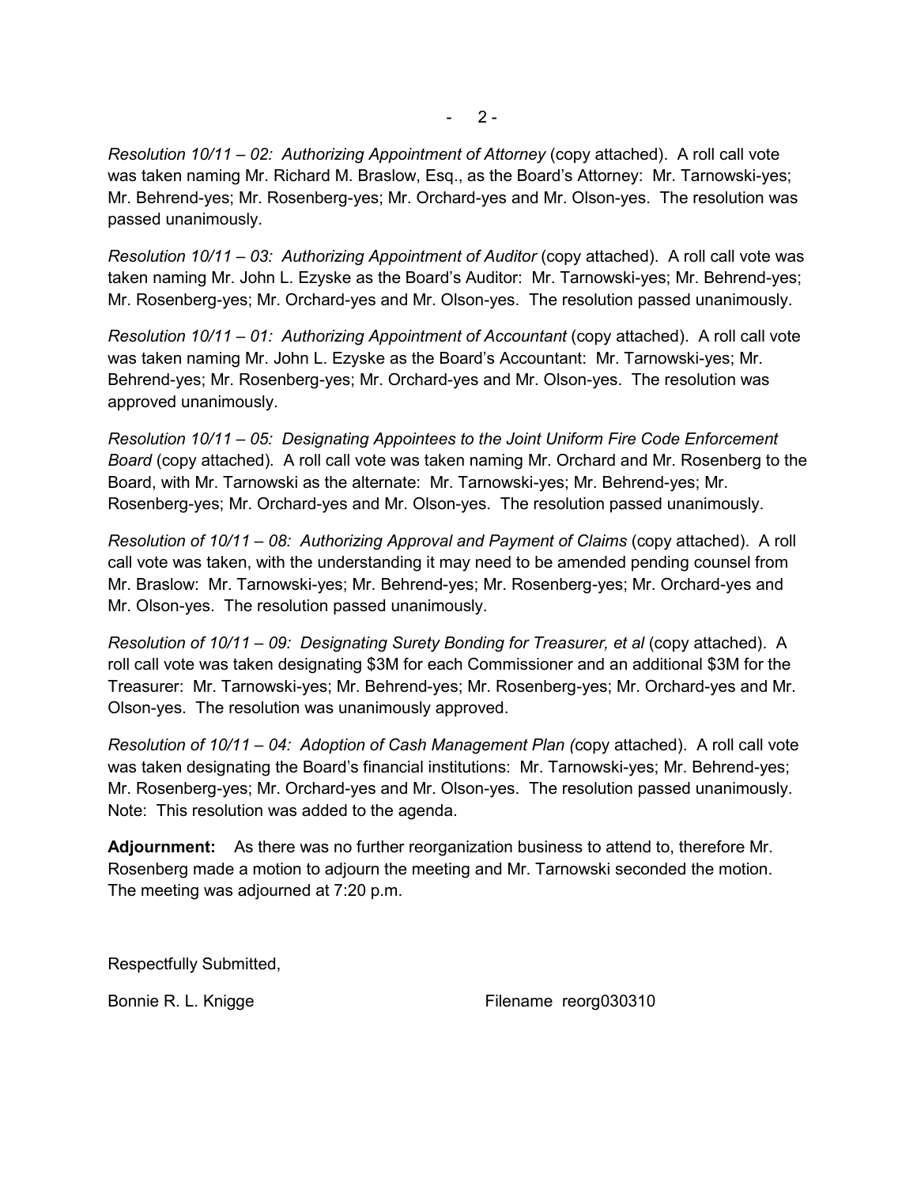*Resolution 10/11 – 02: Authorizing Appointment of Attorney* (copy attached). A roll call vote was taken naming Mr. Richard M. Braslow, Esq., as the Board's Attorney: Mr. Tarnowski-yes; Mr. Behrend-yes; Mr. Rosenberg-yes; Mr. Orchard-yes and Mr. Olson-yes. The resolution was passed unanimously.

*Resolution 10/11 – 03: Authorizing Appointment of Auditor* (copy attached). A roll call vote was taken naming Mr. John L. Ezyske as the Board's Auditor: Mr. Tarnowski-yes; Mr. Behrend-yes; Mr. Rosenberg-yes; Mr. Orchard-yes and Mr. Olson-yes. The resolution passed unanimously.

*Resolution 10/11 – 01: Authorizing Appointment of Accountant* (copy attached). A roll call vote was taken naming Mr. John L. Ezyske as the Board's Accountant: Mr. Tarnowski-yes; Mr. Behrend-yes; Mr. Rosenberg-yes; Mr. Orchard-yes and Mr. Olson-yes. The resolution was approved unanimously.

*Resolution 10/11 – 05: Designating Appointees to the Joint Uniform Fire Code Enforcement Board* (copy attached). A roll call vote was taken naming Mr. Orchard and Mr. Rosenberg to the Board, with Mr. Tarnowski as the alternate: Mr. Tarnowski-yes; Mr. Behrend-yes; Mr. Rosenberg-yes; Mr. Orchard-yes and Mr. Olson-yes. The resolution passed unanimously.

*Resolution of 10/11 – 08: Authorizing Approval and Payment of Claims* (copy attached). A roll call vote was taken, with the understanding it may need to be amended pending counsel from Mr. Braslow: Mr. Tarnowski-yes; Mr. Behrend-yes; Mr. Rosenberg-yes; Mr. Orchard-yes and Mr. Olson-yes. The resolution passed unanimously.

*Resolution of 10/11 – 09: Designating Surety Bonding for Treasurer, et al* (copy attached). A roll call vote was taken designating $3M for each Commissioner and an additional $3M for the Treasurer: Mr. Tarnowski-yes; Mr. Behrend-yes; Mr. Rosenberg-yes; Mr. Orchard-yes and Mr. Olson-yes. The resolution was unanimously approved.

*Resolution of 10/11 – 04: Adoption of Cash Management Plan (*copy attached). A roll call vote was taken designating the Board's financial institutions: Mr. Tarnowski-yes; Mr. Behrend-yes; Mr. Rosenberg-yes; Mr. Orchard-yes and Mr. Olson-yes. The resolution passed unanimously. Note: This resolution was added to the agenda.

**Adjournment:** As there was no further reorganization business to attend to, therefore Mr. Rosenberg made a motion to adjourn the meeting and Mr. Tarnowski seconded the motion. The meeting was adjourned at 7:20 p.m.

Respectfully Submitted,

Bonnie R. L. Knigge

Filename reorg030310